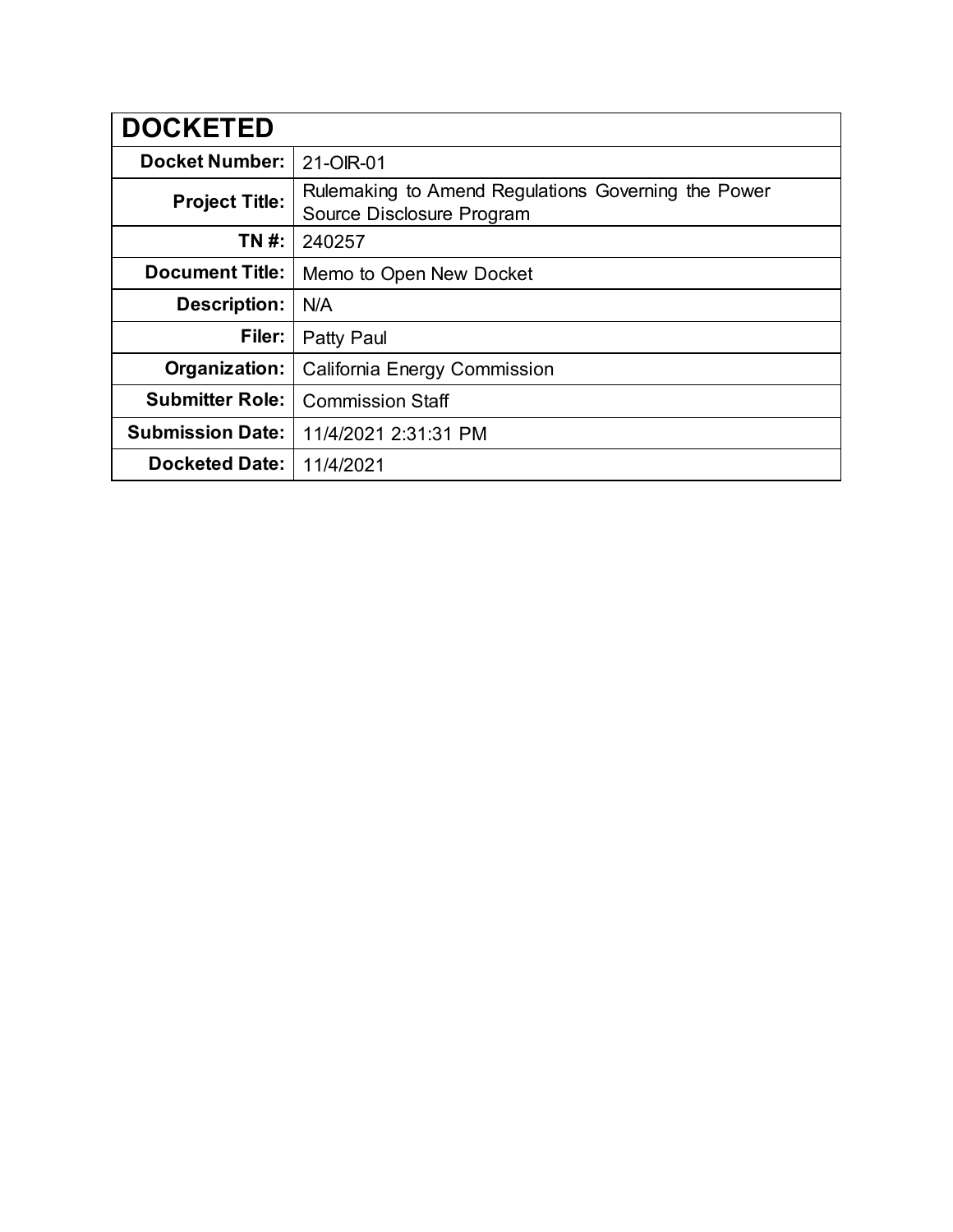| DOCKETED | |
|---|---|
| **Docket Number:** | 21-OIR-01 |
| **Project Title:** | Rulemaking to Amend Regulations Governing the Power Source Disclosure Program |
| **TN #:** | 240257 |
| **Document Title:** | Memo to Open New Docket |
| **Description:** | N/A |
| **Filer:** | Patty Paul |
| **Organization:** | California Energy Commission |
| **Submitter Role:** | Commission Staff |
| **Submission Date:** | 11/4/2021 2:31:31 PM |
| **Docketed Date:** | 11/4/2021 |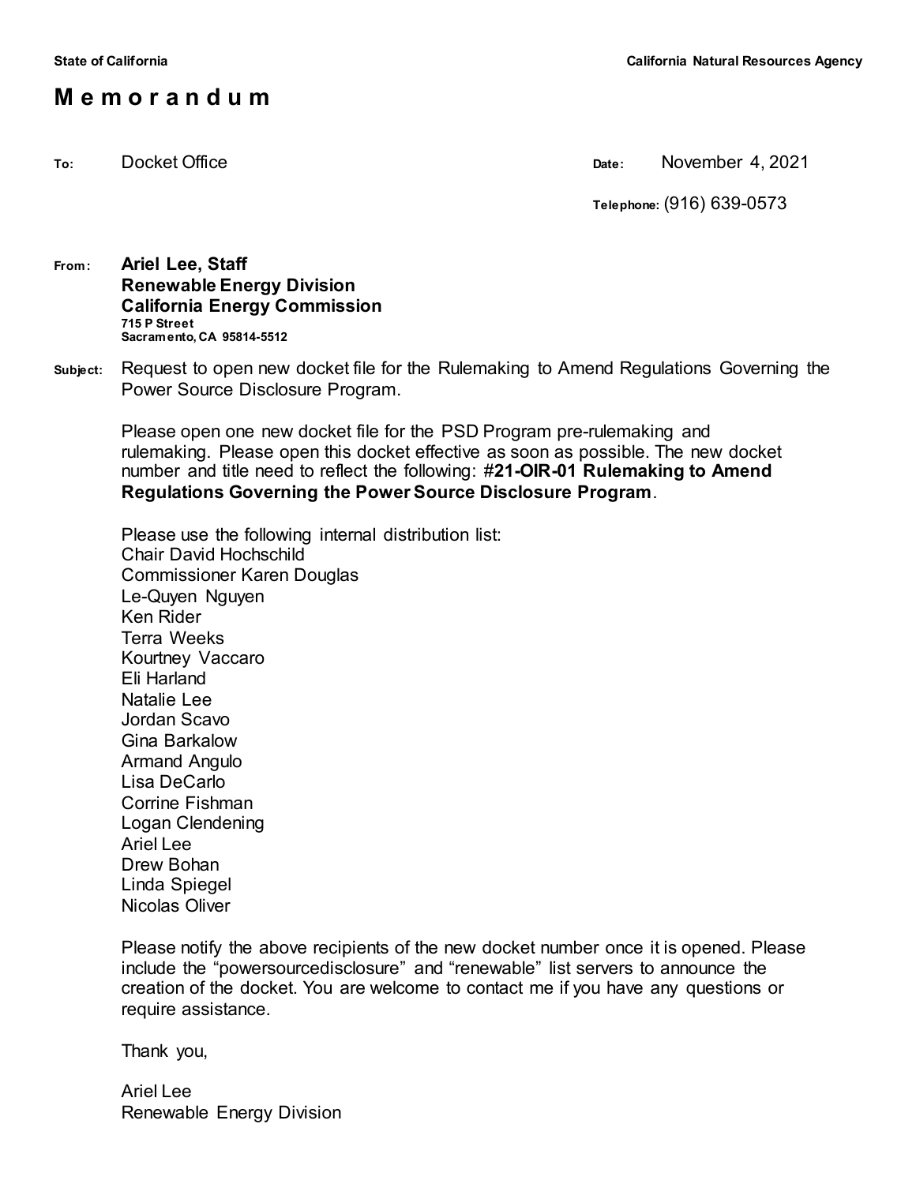**State of California** **California Natural Resources Agency**

# M e m o r a n d u m

**To:** Docket Office

**Date:** November 4, 2021

**Telephone:** (916) 639-0573

**From:** **Ariel Lee, Staff**
**Renewable Energy Division**
**California Energy Commission**
**715 P Street**
**Sacramento, CA 95814-5512**

**Subject:** Request to open new docket file for the Rulemaking to Amend Regulations Governing the Power Source Disclosure Program.

Please open one new docket file for the PSD Program pre-rulemaking and rulemaking. Please open this docket effective as soon as possible. The new docket number and title need to reflect the following: #**21-OIR-01 Rulemaking to Amend Regulations Governing the Power Source Disclosure Program**.

Please use the following internal distribution list:
Chair David Hochschild
Commissioner Karen Douglas
Le-Quyen Nguyen
Ken Rider
Terra Weeks
Kourtney Vaccaro
Eli Harland
Natalie Lee
Jordan Scavo
Gina Barkalow
Armand Angulo
Lisa DeCarlo
Corrine Fishman
Logan Clendening
Ariel Lee
Drew Bohan
Linda Spiegel
Nicolas Oliver

Please notify the above recipients of the new docket number once it is opened. Please include the "powersourcedisclosure" and "renewable" list servers to announce the creation of the docket. You are welcome to contact me if you have any questions or require assistance.

Thank you,

Ariel Lee
Renewable Energy Division